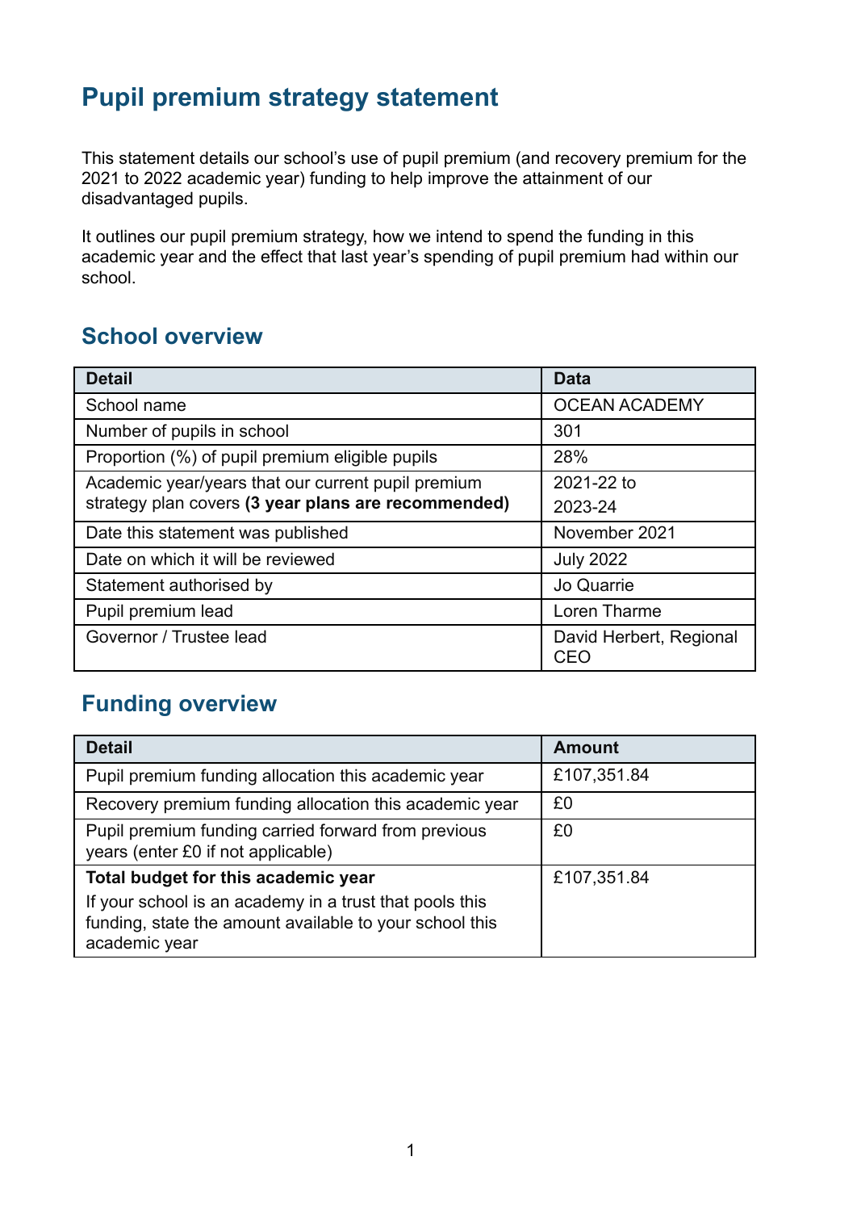# Pupil premium strategy statement

This statement details our school's use of pupil premium (and recovery premium for the 2021 to 2022 academic year) funding to help improve the attainment of our disadvantaged pupils.

It outlines our pupil premium strategy, how we intend to spend the funding in this academic year and the effect that last year's spending of pupil premium had within our school.

## School overview

| Detail | Data |
|---|---|
| School name | OCEAN ACADEMY |
| Number of pupils in school | 301 |
| Proportion (%) of pupil premium eligible pupils | 28% |
| Academic year/years that our current pupil premium strategy plan covers **(3 year plans are recommended)** | 2021-22 to 2023-24 |
| Date this statement was published | November 2021 |
| Date on which it will be reviewed | July 2022 |
| Statement authorised by | Jo Quarrie |
| Pupil premium lead | Loren Tharme |
| Governor / Trustee lead | David Herbert, Regional CEO |

## Funding overview

| Detail | Amount |
|---|---|
| Pupil premium funding allocation this academic year | £107,351.84 |
| Recovery premium funding allocation this academic year | £0 |
| Pupil premium funding carried forward from previous years (enter £0 if not applicable) | £0 |
| **Total budget for this academic year** If your school is an academy in a trust that pools this funding, state the amount available to your school this academic year | £107,351.84 |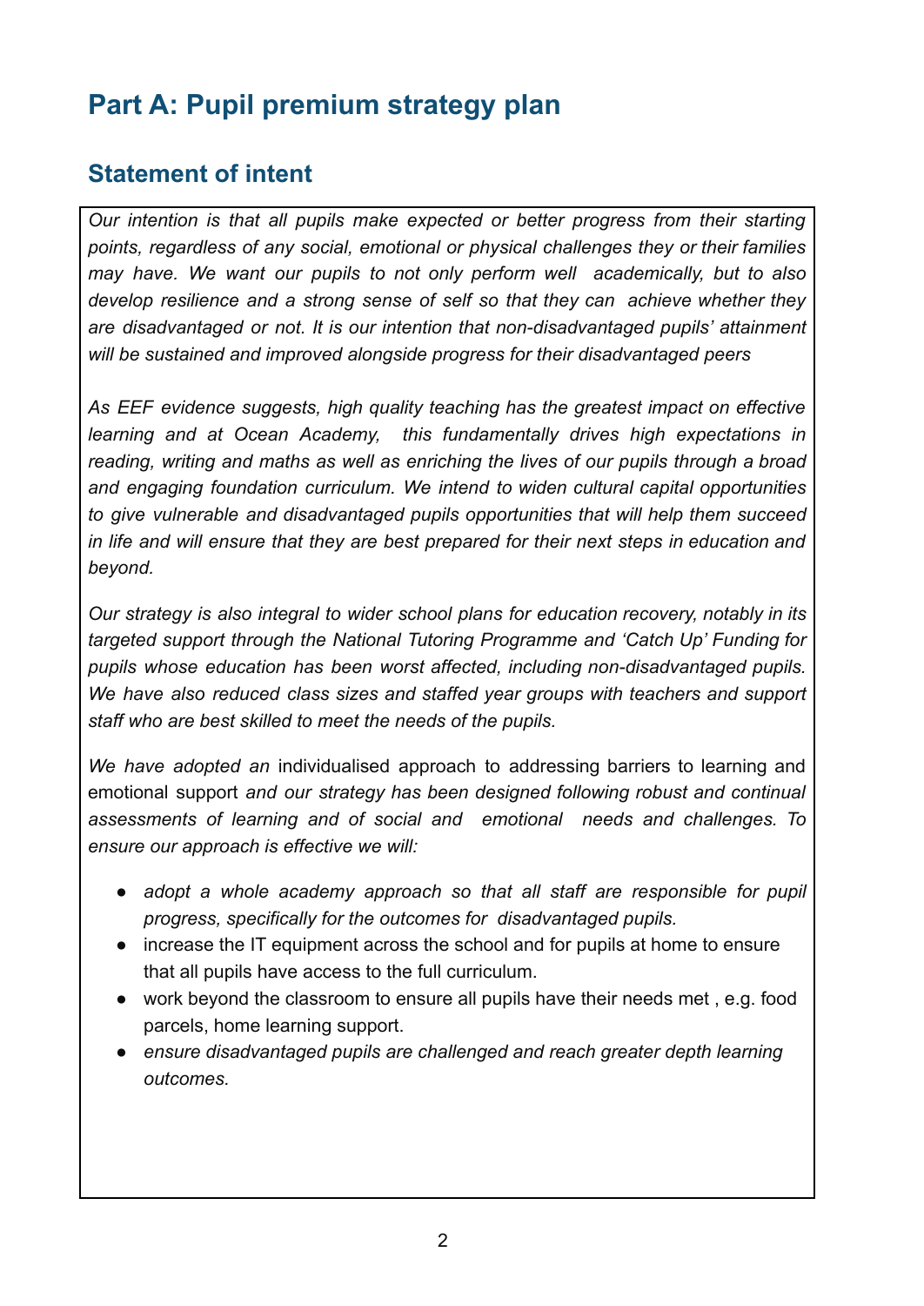# Part A: Pupil premium strategy plan

## Statement of intent

*Our intention is that all pupils make expected or better progress from their starting points, regardless of any social, emotional or physical challenges they or their families may have. We want our pupils to not only perform well academically, but to also develop resilience and a strong sense of self so that they can achieve whether they are disadvantaged or not. It is our intention that non-disadvantaged pupils' attainment will be sustained and improved alongside progress for their disadvantaged peers*

*As EEF evidence suggests, high quality teaching has the greatest impact on effective learning and at Ocean Academy, this fundamentally drives high expectations in reading, writing and maths as well as enriching the lives of our pupils through a broad and engaging foundation curriculum. We intend to widen cultural capital opportunities to give vulnerable and disadvantaged pupils opportunities that will help them succeed in life and will ensure that they are best prepared for their next steps in education and beyond.*

*Our strategy is also integral to wider school plans for education recovery, notably in its targeted support through the National Tutoring Programme and 'Catch Up' Funding for pupils whose education has been worst affected, including non-disadvantaged pupils. We have also reduced class sizes and staffed year groups with teachers and support staff who are best skilled to meet the needs of the pupils.*

*We have adopted an* individualised approach to addressing barriers to learning and emotional support *and our strategy has been designed following robust and continual assessments of learning and of social and emotional needs and challenges. To ensure our approach is effective we will:*

- *adopt a whole academy approach so that all staff are responsible for pupil progress, specifically for the outcomes for disadvantaged pupils.*
- increase the IT equipment across the school and for pupils at home to ensure that all pupils have access to the full curriculum.
- work beyond the classroom to ensure all pupils have their needs met , e.g. food parcels, home learning support.
- *ensure disadvantaged pupils are challenged and reach greater depth learning outcomes.*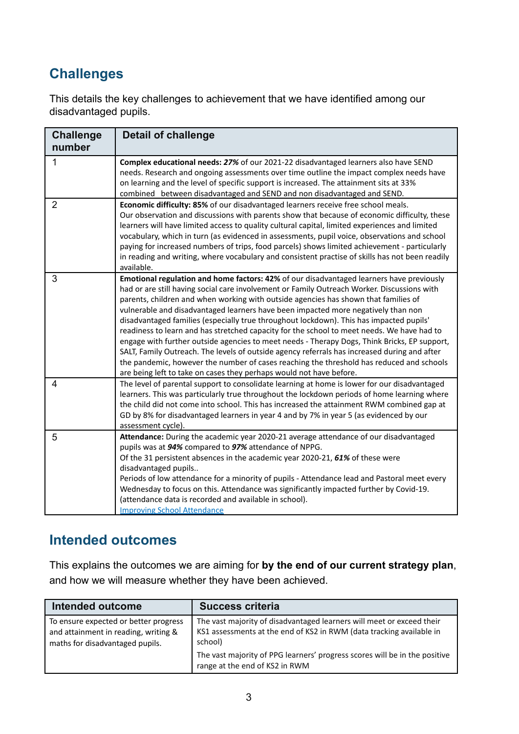## Challenges

This details the key challenges to achievement that we have identified among our disadvantaged pupils.

| Challenge number | Detail of challenge |
|---|---|
| 1 | **Complex educational needs:** ***27%*** of our 2021-22 disadvantaged learners also have SEND needs. Research and ongoing assessments over time outline the impact complex needs have on learning and the level of specific support is increased. The attainment sits at 33% combined  between disadvantaged and SEND and non disadvantaged and SEND. |
| 2 | **Economic difficulty: 85%** of our disadvantaged learners receive free school meals. Our observation and discussions with parents show that because of economic difficulty, these learners will have limited access to quality cultural capital, limited experiences and limited vocabulary, which in turn (as evidenced in assessments, pupil voice, observations and school paying for increased numbers of trips, food parcels) shows limited achievement - particularly in reading and writing, where vocabulary and consistent practise of skills has not been readily available. |
| 3 | **Emotional regulation and home factors: 42%** of our disadvantaged learners have previously had or are still having social care involvement or Family Outreach Worker. Discussions with parents, children and when working with outside agencies has shown that families of vulnerable and disadvantaged learners have been impacted more negatively than non disadvantaged families (especially true throughout lockdown). This has impacted pupils' readiness to learn and has stretched capacity for the school to meet needs. We have had to engage with further outside agencies to meet needs - Therapy Dogs, Think Bricks, EP support, SALT, Family Outreach. The levels of outside agency referrals has increased during and after the pandemic, however the number of cases reaching the threshold has reduced and schools are being left to take on cases they perhaps would not have before. |
| 4 | The level of parental support to consolidate learning at home is lower for our disadvantaged learners. This was particularly true throughout the lockdown periods of home learning where the child did not come into school. This has increased the attainment RWM combined gap at GD by 8% for disadvantaged learners in year 4 and by 7% in year 5 (as evidenced by our assessment cycle). |
| 5 | **Attendance:** During the academic year 2020-21 average attendance of our disadvantaged pupils was at ***94%*** compared to ***97%*** attendance of NPPG.<br>Of the 31 persistent absences in the academic year 2020-21, ***61%*** of these were disadvantaged pupils..<br>Periods of low attendance for a minority of pupils - Attendance lead and Pastoral meet every Wednesday to focus on this. Attendance was significantly impacted further by Covid-19. (attendance data is recorded and available in school).<br>Improving School Attendance |

## Intended outcomes

This explains the outcomes we are aiming for **by the end of our current strategy plan**, and how we will measure whether they have been achieved.

| Intended outcome | Success criteria |
|---|---|
| To ensure expected or better progress and attainment in reading, writing & maths for disadvantaged pupils. | The vast majority of disadvantaged learners will meet or exceed their KS1 assessments at the end of KS2 in RWM (data tracking available in school)<br>The vast majority of PPG learners' progress scores will be in the positive range at the end of KS2 in RWM |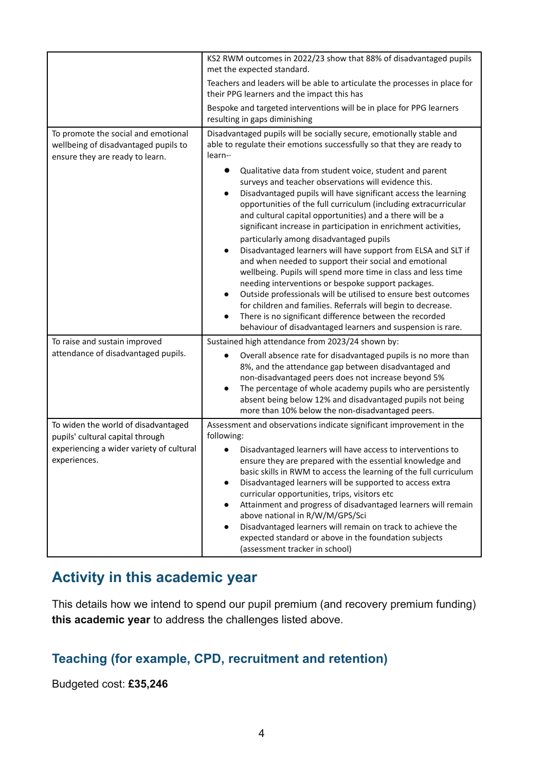| | |
|---|---|
| | KS2 RWM outcomes in 2022/23 show that 88% of disadvantaged pupils met the expected standard.<br><br>Teachers and leaders will be able to articulate the processes in place for their PPG learners and the impact this has<br><br>Bespoke and targeted interventions will be in place for PPG learners resulting in gaps diminishing |
| To promote the social and emotional wellbeing of disadvantaged pupils to ensure they are ready to learn. | Disadvantaged pupils will be socially secure, emotionally stable and able to regulate their emotions successfully so that they are ready to learn-·<br><br>● Qualitative data from student voice, student and parent surveys and teacher observations will evidence this.<br>● Disadvantaged pupils will have significant access the learning opportunities of the full curriculum (including extracurricular and cultural capital opportunities) and a there will be a significant increase in participation in enrichment activities, particularly among disadvantaged pupils<br>● Disadvantaged learners will have support from ELSA and SLT if and when needed to support their social and emotional wellbeing. Pupils will spend more time in class and less time needing interventions or bespoke support packages.<br>● Outside professionals will be utilised to ensure best outcomes for children and families. Referrals will begin to decrease.<br>● There is no significant difference between the recorded behaviour of disadvantaged learners and suspension is rare. |
| To raise and sustain improved attendance of disadvantaged pupils. | Sustained high attendance from 2023/24 shown by:<br><br>● Overall absence rate for disadvantaged pupils is no more than 8%, and the attendance gap between disadvantaged and non-disadvantaged peers does not increase beyond 5%<br>● The percentage of whole academy pupils who are persistently absent being below 12% and disadvantaged pupils not being more than 10% below the non-disadvantaged peers. |
| To widen the world of disadvantaged pupils' cultural capital through experiencing a wider variety of cultural experiences. | Assessment and observations indicate significant improvement in the following:<br><br>● Disadvantaged learners will have access to interventions to ensure they are prepared with the essential knowledge and basic skills in RWM to access the learning of the full curriculum<br>● Disadvantaged learners will be supported to access extra curricular opportunities, trips, visitors etc<br>● Attainment and progress of disadvantaged learners will remain above national in R/W/M/GPS/Sci<br>● Disadvantaged learners will remain on track to achieve the expected standard or above in the foundation subjects (assessment tracker in school) |

## Activity in this academic year

This details how we intend to spend our pupil premium (and recovery premium funding) **this academic year** to address the challenges listed above.

### Teaching (for example, CPD, recruitment and retention)

Budgeted cost: **£35,246**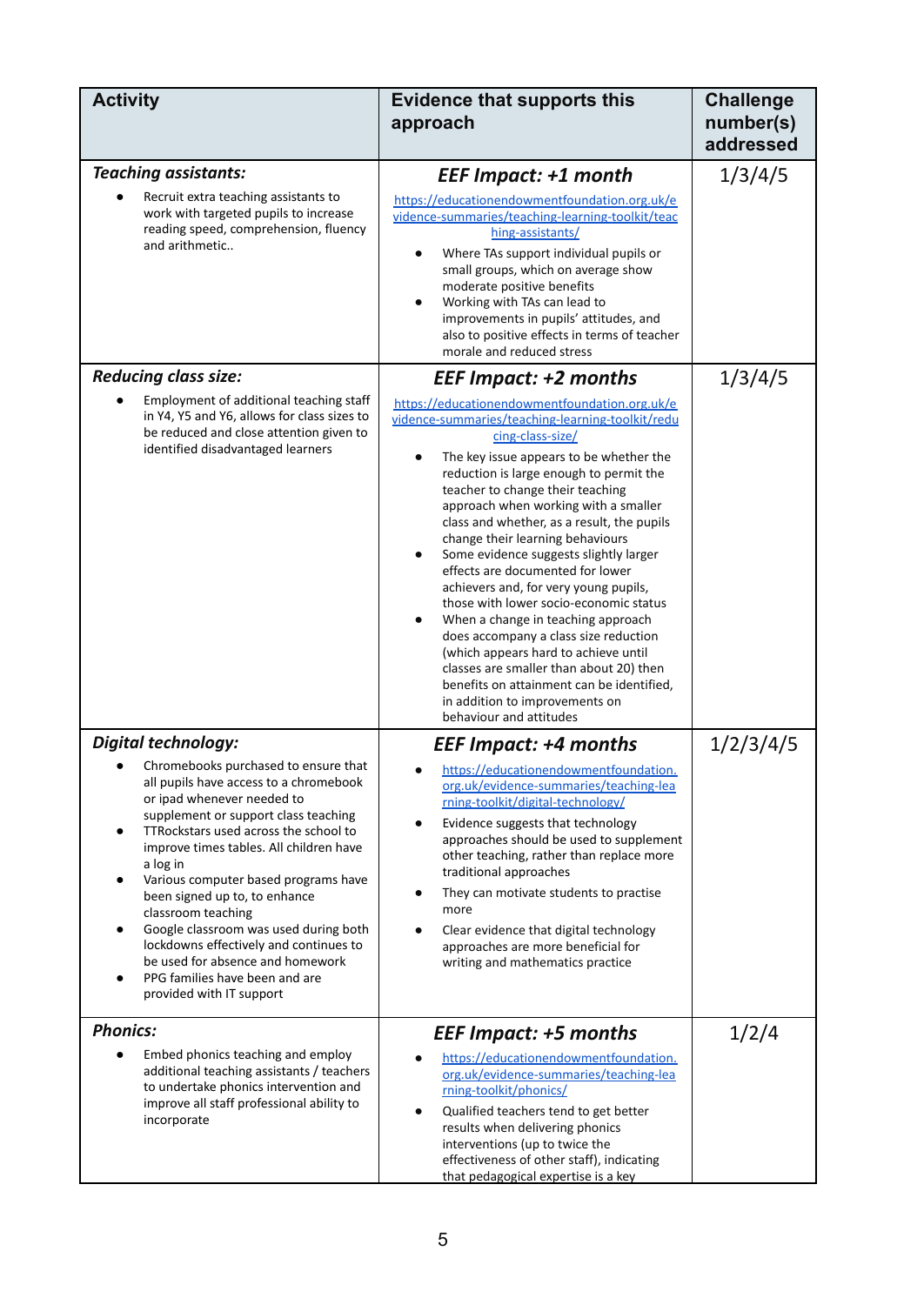| Activity | Evidence that supports this approach | Challenge number(s) addressed |
|---|---|---|
| ***Teaching assistants:***<br>• Recruit extra teaching assistants to work with targeted pupils to increase reading speed, comprehension, fluency and arithmetic.. | ***EEF Impact: +1 month***<br>https://educationendowmentfoundation.org.uk/evidence-summaries/teaching-learning-toolkit/teaching-assistants/<br>• Where TAs support individual pupils or small groups, which on average show moderate positive benefits<br>• Working with TAs can lead to improvements in pupils' attitudes, and also to positive effects in terms of teacher morale and reduced stress | 1/3/4/5 |
| ***Reducing class size:***<br>• Employment of additional teaching staff in Y4, Y5 and Y6, allows for class sizes to be reduced and close attention given to identified disadvantaged learners | ***EEF Impact: +2 months***<br>https://educationendowmentfoundation.org.uk/evidence-summaries/teaching-learning-toolkit/reducing-class-size/<br>• The key issue appears to be whether the reduction is large enough to permit the teacher to change their teaching approach when working with a smaller class and whether, as a result, the pupils change their learning behaviours<br>• Some evidence suggests slightly larger effects are documented for lower achievers and, for very young pupils, those with lower socio-economic status<br>• When a change in teaching approach does accompany a class size reduction (which appears hard to achieve until classes are smaller than about 20) then benefits on attainment can be identified, in addition to improvements on behaviour and attitudes | 1/3/4/5 |
| ***Digital technology:***<br>• Chromebooks purchased to ensure that all pupils have access to a chromebook or ipad whenever needed to supplement or support class teaching<br>• TTRockstars used across the school to improve times tables. All children have a log in<br>• Various computer based programs have been signed up to, to enhance classroom teaching<br>• Google classroom was used during both lockdowns effectively and continues to be used for absence and homework<br>• PPG families have been and are provided with IT support | ***EEF Impact: +4 months***<br>• https://educationendowmentfoundation.org.uk/evidence-summaries/teaching-learning-toolkit/digital-technology/<br>• Evidence suggests that technology approaches should be used to supplement other teaching, rather than replace more traditional approaches<br>• They can motivate students to practise more<br>• Clear evidence that digital technology approaches are more beneficial for writing and mathematics practice | 1/2/3/4/5 |
| ***Phonics:***<br>• Embed phonics teaching and employ additional teaching assistants / teachers to undertake phonics intervention and improve all staff professional ability to incorporate | ***EEF Impact: +5 months***<br>• https://educationendowmentfoundation.org.uk/evidence-summaries/teaching-learning-toolkit/phonics/<br>• Qualified teachers tend to get better results when delivering phonics interventions (up to twice the effectiveness of other staff), indicating that pedagogical expertise is a key | 1/2/4 |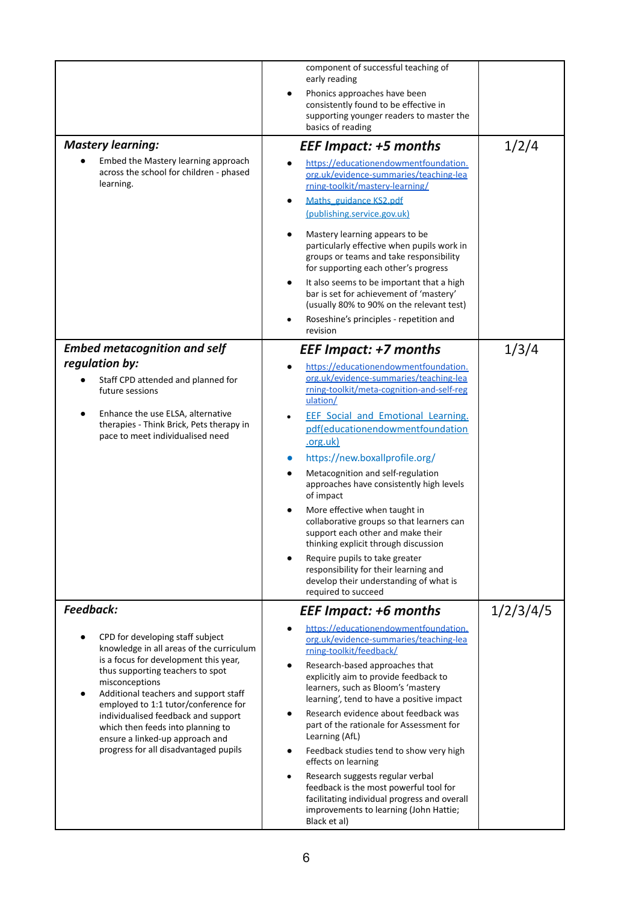| | | |
|---|---|---|
| | component of successful teaching of early reading<br>• Phonics approaches have been consistently found to be effective in supporting younger readers to master the basics of reading | |
| ***Mastery learning:***<br>• Embed the Mastery learning approach across the school for children - phased learning. | ***EEF Impact: +5 months***<br>• https://educationendowmentfoundation.org.uk/evidence-summaries/teaching-learning-toolkit/mastery-learning/<br>• Maths_guidance KS2.pdf (publishing.service.gov.uk)<br>• Mastery learning appears to be particularly effective when pupils work in groups or teams and take responsibility for supporting each other's progress<br>• It also seems to be important that a high bar is set for achievement of 'mastery' (usually 80% to 90% on the relevant test)<br>• Roseshine's principles - repetition and revision | 1/2/4 |
| ***Embed metacognition and self regulation by:***<br>• Staff CPD attended and planned for future sessions<br>• Enhance the use ELSA, alternative therapies - Think Brick, Pets therapy in pace to meet individualised need | ***EEF Impact: +7 months***<br>• https://educationendowmentfoundation.org.uk/evidence-summaries/teaching-learning-toolkit/meta-cognition-and-self-regulation/<br>• EEF Social and Emotional Learning.pdf(educationendowmentfoundation.org.uk)<br>• https://new.boxallprofile.org/<br>• Metacognition and self-regulation approaches have consistently high levels of impact<br>• More effective when taught in collaborative groups so that learners can support each other and make their thinking explicit through discussion<br>• Require pupils to take greater responsibility for their learning and develop their understanding of what is required to succeed | 1/3/4 |
| ***Feedback:***<br>• CPD for developing staff subject knowledge in all areas of the curriculum is a focus for development this year, thus supporting teachers to spot misconceptions<br>• Additional teachers and support staff employed to 1:1 tutor/conference for individualised feedback and support which then feeds into planning to ensure a linked-up approach and progress for all disadvantaged pupils | ***EEF Impact: +6 months***<br>• https://educationendowmentfoundation.org.uk/evidence-summaries/teaching-learning-toolkit/feedback/<br>• Research-based approaches that explicitly aim to provide feedback to learners, such as Bloom's 'mastery learning', tend to have a positive impact<br>• Research evidence about feedback was part of the rationale for Assessment for Learning (AfL)<br>• Feedback studies tend to show very high effects on learning<br>• Research suggests regular verbal feedback is the most powerful tool for facilitating individual progress and overall improvements to learning (John Hattie; Black et al) | 1/2/3/4/5 |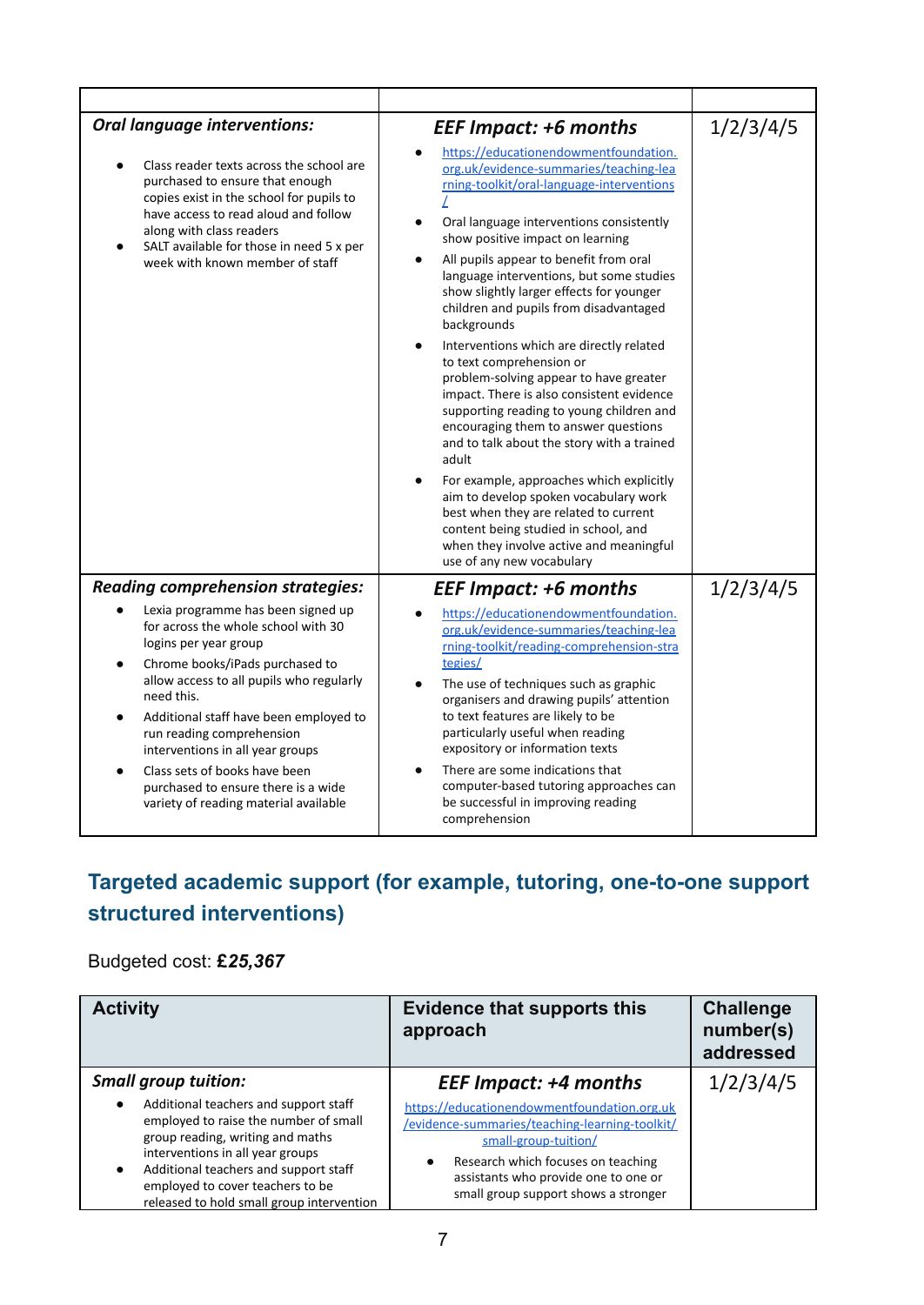| | | |
|---|---|---|
| ***Oral language interventions:*** <br> • Class reader texts across the school are purchased to ensure that enough copies exist in the school for pupils to have access to read aloud and follow along with class readers <br> • SALT available for those in need 5 x per week with known member of staff | ***EEF Impact: +6 months*** <br> • https://educationendowmentfoundation.org.uk/evidence-summaries/teaching-learning-toolkit/oral-language-interventions/ <br> • Oral language interventions consistently show positive impact on learning <br> • All pupils appear to benefit from oral language interventions, but some studies show slightly larger effects for younger children and pupils from disadvantaged backgrounds <br> • Interventions which are directly related to text comprehension or problem-solving appear to have greater impact. There is also consistent evidence supporting reading to young children and encouraging them to answer questions and to talk about the story with a trained adult <br> • For example, approaches which explicitly aim to develop spoken vocabulary work best when they are related to current content being studied in school, and when they involve active and meaningful use of any new vocabulary | 1/2/3/4/5 |
| ***Reading comprehension strategies:*** <br> • Lexia programme has been signed up for across the whole school with 30 logins per year group <br> • Chrome books/iPads purchased to allow access to all pupils who regularly need this. <br> • Additional staff have been employed to run reading comprehension interventions in all year groups <br> • Class sets of books have been purchased to ensure there is a wide variety of reading material available | ***EEF Impact: +6 months*** <br> • https://educationendowmentfoundation.org.uk/evidence-summaries/teaching-learning-toolkit/reading-comprehension-strategies/ <br> • The use of techniques such as graphic organisers and drawing pupils' attention to text features are likely to be particularly useful when reading expository or information texts <br> • There are some indications that computer-based tutoring approaches can be successful in improving reading comprehension | 1/2/3/4/5 |

## Targeted academic support (for example, tutoring, one-to-one support structured interventions)

Budgeted cost: ***£25,367***

| Activity | Evidence that supports this approach | Challenge number(s) addressed |
|---|---|---|
| ***Small group tuition:*** <br> • Additional teachers and support staff employed to raise the number of small group reading, writing and maths interventions in all year groups <br> • Additional teachers and support staff employed to cover teachers to be released to hold small group intervention | ***EEF Impact: +4 months*** <br> https://educationendowmentfoundation.org.uk/evidence-summaries/teaching-learning-toolkit/small-group-tuition/ <br> • Research which focuses on teaching assistants who provide one to one or small group support shows a stronger | 1/2/3/4/5 |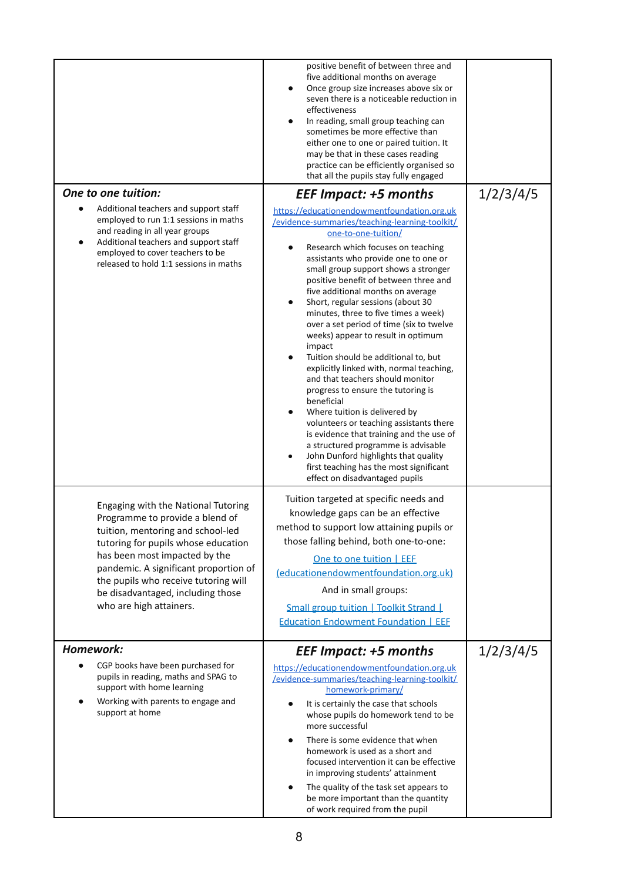| | | |
|---|---|---|
| | positive benefit of between three and five additional months on average<br>• Once group size increases above six or seven there is a noticeable reduction in effectiveness<br>• In reading, small group teaching can sometimes be more effective than either one to one or paired tuition. It may be that in these cases reading practice can be efficiently organised so that all the pupils stay fully engaged | |
| ***One to one tuition:***<br>• Additional teachers and support staff employed to run 1:1 sessions in maths and reading in all year groups<br>• Additional teachers and support staff employed to cover teachers to be released to hold 1:1 sessions in maths | ***EEF Impact: +5 months***<br>[https://educationendowmentfoundation.org.uk/evidence-summaries/teaching-learning-toolkit/one-to-one-tuition/](https://educationendowmentfoundation.org.uk/evidence-summaries/teaching-learning-toolkit/one-to-one-tuition/)<br>• Research which focuses on teaching assistants who provide one to one or small group support shows a stronger positive benefit of between three and five additional months on average<br>• Short, regular sessions (about 30 minutes, three to five times a week) over a set period of time (six to twelve weeks) appear to result in optimum impact<br>• Tuition should be additional to, but explicitly linked with, normal teaching, and that teachers should monitor progress to ensure the tutoring is beneficial<br>• Where tuition is delivered by volunteers or teaching assistants there is evidence that training and the use of a structured programme is advisable<br>• John Dunford highlights that quality first teaching has the most significant effect on disadvantaged pupils | 1/2/3/4/5 |
| Engaging with the National Tutoring Programme to provide a blend of tuition, mentoring and school-led tutoring for pupils whose education has been most impacted by the pandemic. A significant proportion of the pupils who receive tutoring will be disadvantaged, including those who are high attainers. | Tuition targeted at specific needs and knowledge gaps can be an effective method to support low attaining pupils or those falling behind, both one-to-one:<br>[One to one tuition \| EEF (educationendowmentfoundation.org.uk)](https://educationendowmentfoundation.org.uk)<br>And in small groups:<br>[Small group tuition \| Toolkit Strand \| Education Endowment Foundation \| EEF](https://educationendowmentfoundation.org.uk) | |
| ***Homework:***<br>• CGP books have been purchased for pupils in reading, maths and SPAG to support with home learning<br>• Working with parents to engage and support at home | ***EEF Impact: +5 months***<br>[https://educationendowmentfoundation.org.uk/evidence-summaries/teaching-learning-toolkit/homework-primary/](https://educationendowmentfoundation.org.uk/evidence-summaries/teaching-learning-toolkit/homework-primary/)<br>• It is certainly the case that schools whose pupils do homework tend to be more successful<br>• There is some evidence that when homework is used as a short and focused intervention it can be effective in improving students' attainment<br>• The quality of the task set appears to be more important than the quantity of work required from the pupil | 1/2/3/4/5 |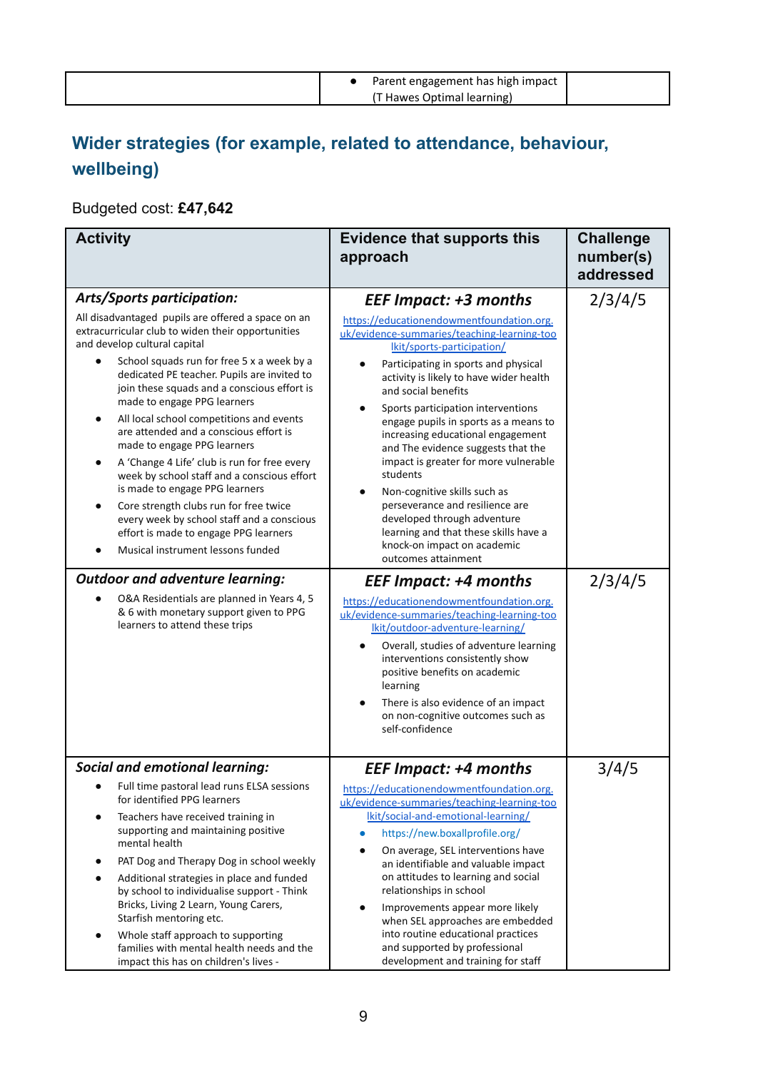| | • Parent engagement has high impact (T Hawes Optimal learning) | |
|---|---|---|

## Wider strategies (for example, related to attendance, behaviour, wellbeing)

Budgeted cost: **£47,642**

| Activity | Evidence that supports this approach | Challenge number(s) addressed |
|---|---|---|
| ***Arts/Sports participation:***<br>All disadvantaged pupils are offered a space on an extracurricular club to widen their opportunities and develop cultural capital<br>• School squads run for free 5 x a week by a dedicated PE teacher. Pupils are invited to join these squads and a conscious effort is made to engage PPG learners<br>• All local school competitions and events are attended and a conscious effort is made to engage PPG learners<br>• A 'Change 4 Life' club is run for free every week by school staff and a conscious effort is made to engage PPG learners<br>• Core strength clubs run for free twice every week by school staff and a conscious effort is made to engage PPG learners<br>• Musical instrument lessons funded | ***EEF Impact: +3 months***<br>https://educationendowmentfoundation.org.uk/evidence-summaries/teaching-learning-toolkit/sports-participation/<br>• Participating in sports and physical activity is likely to have wider health and social benefits<br>• Sports participation interventions engage pupils in sports as a means to increasing educational engagement and The evidence suggests that the impact is greater for more vulnerable students<br>• Non-cognitive skills such as perseverance and resilience are developed through adventure learning and that these skills have a knock-on impact on academic outcomes attainment | 2/3/4/5 |
| ***Outdoor and adventure learning:***<br>• O&A Residentials are planned in Years 4, 5 & 6 with monetary support given to PPG learners to attend these trips | ***EEF Impact: +4 months***<br>https://educationendowmentfoundation.org.uk/evidence-summaries/teaching-learning-toolkit/outdoor-adventure-learning/<br>• Overall, studies of adventure learning interventions consistently show positive benefits on academic learning<br>• There is also evidence of an impact on non-cognitive outcomes such as self-confidence | 2/3/4/5 |
| ***Social and emotional learning:***<br>• Full time pastoral lead runs ELSA sessions for identified PPG learners<br>• Teachers have received training in supporting and maintaining positive mental health<br>• PAT Dog and Therapy Dog in school weekly<br>• Additional strategies in place and funded by school to individualise support - Think Bricks, Living 2 Learn, Young Carers, Starfish mentoring etc.<br>• Whole staff approach to supporting families with mental health needs and the impact this has on children's lives - | ***EEF Impact: +4 months***<br>https://educationendowmentfoundation.org.uk/evidence-summaries/teaching-learning-toolkit/social-and-emotional-learning/<br>• https://new.boxallprofile.org/<br>• On average, SEL interventions have an identifiable and valuable impact on attitudes to learning and social relationships in school<br>• Improvements appear more likely when SEL approaches are embedded into routine educational practices and supported by professional development and training for staff | 3/4/5 |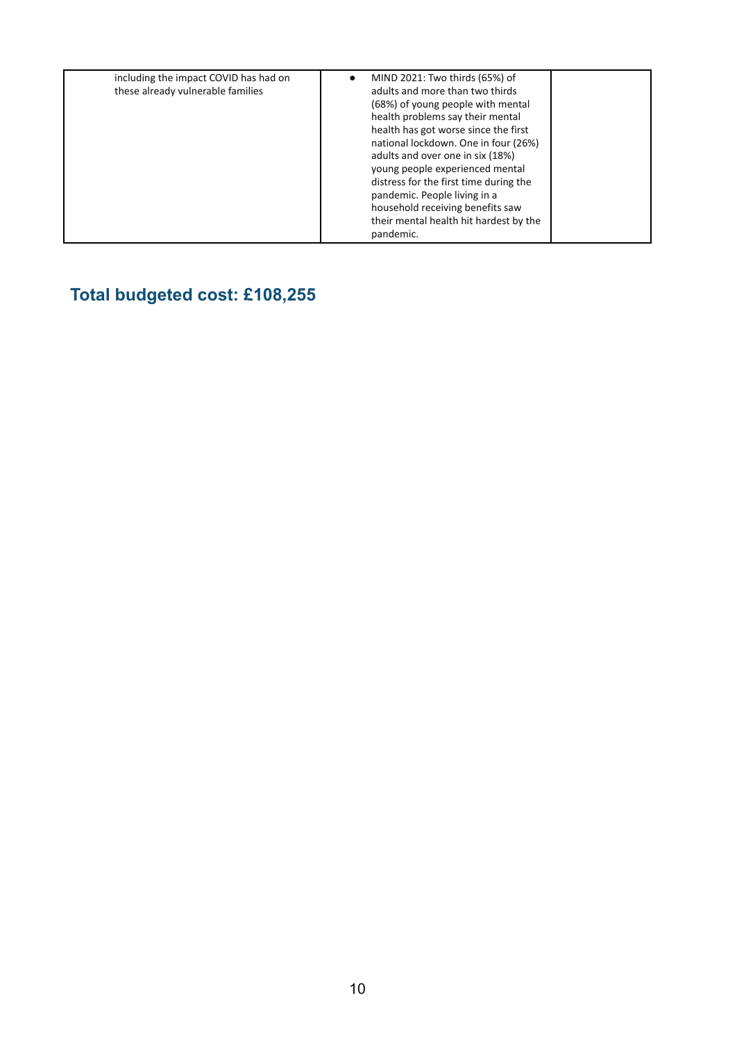| | | |
|---|---|---|
| including the impact COVID has had on these already vulnerable families | • MIND 2021: Two thirds (65%) of adults and more than two thirds (68%) of young people with mental health problems say their mental health has got worse since the first national lockdown. One in four (26%) adults and over one in six (18%) young people experienced mental distress for the first time during the pandemic. People living in a household receiving benefits saw their mental health hit hardest by the pandemic. | |

## Total budgeted cost: £108,255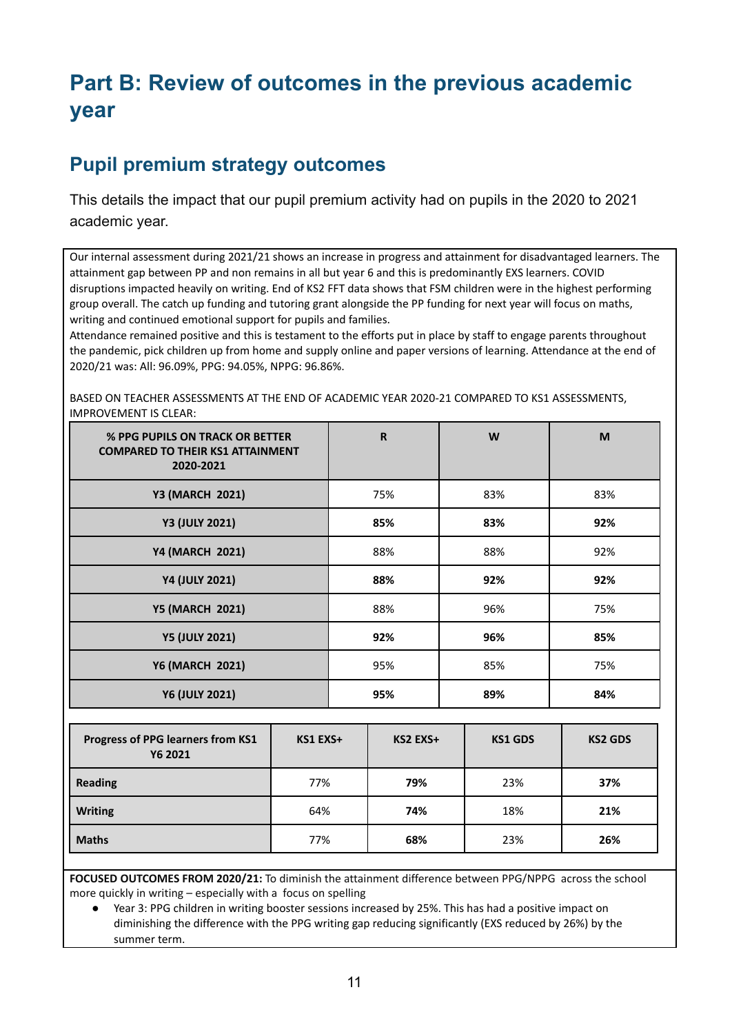# Part B: Review of outcomes in the previous academic year

## Pupil premium strategy outcomes

This details the impact that our pupil premium activity had on pupils in the 2020 to 2021 academic year.

Our internal assessment during 2021/21 shows an increase in progress and attainment for disadvantaged learners. The attainment gap between PP and non remains in all but year 6 and this is predominantly EXS learners. COVID disruptions impacted heavily on writing. End of KS2 FFT data shows that FSM children were in the highest performing group overall. The catch up funding and tutoring grant alongside the PP funding for next year will focus on maths, writing and continued emotional support for pupils and families.

Attendance remained positive and this is testament to the efforts put in place by staff to engage parents throughout the pandemic, pick children up from home and supply online and paper versions of learning. Attendance at the end of 2020/21 was: All: 96.09%, PPG: 94.05%, NPPG: 96.86%.

BASED ON TEACHER ASSESSMENTS AT THE END OF ACADEMIC YEAR 2020-21 COMPARED TO KS1 ASSESSMENTS, IMPROVEMENT IS CLEAR:

| % PPG PUPILS ON TRACK OR BETTER COMPARED TO THEIR KS1 ATTAINMENT 2020-2021 | R | W | M |
|---|---|---|---|
| Y3 (MARCH 2021) | 75% | 83% | 83% |
| **Y3 (JULY 2021)** | **85%** | **83%** | **92%** |
| Y4 (MARCH 2021) | 88% | 88% | 92% |
| **Y4 (JULY 2021)** | **88%** | **92%** | **92%** |
| Y5 (MARCH 2021) | 88% | 96% | 75% |
| **Y5 (JULY 2021)** | **92%** | **96%** | **85%** |
| Y6 (MARCH 2021) | 95% | 85% | 75% |
| **Y6 (JULY 2021)** | **95%** | **89%** | **84%** |

| Progress of PPG learners from KS1 Y6 2021 | KS1 EXS+ | KS2 EXS+ | KS1 GDS | KS2 GDS |
|---|---|---|---|---|
| **Reading** | 77% | **79%** | 23% | **37%** |
| **Writing** | 64% | **74%** | 18% | **21%** |
| **Maths** | 77% | **68%** | 23% | **26%** |

**FOCUSED OUTCOMES FROM 2020/21:** To diminish the attainment difference between PPG/NPPG across the school more quickly in writing – especially with a focus on spelling

- Year 3: PPG children in writing booster sessions increased by 25%. This has had a positive impact on diminishing the difference with the PPG writing gap reducing significantly (EXS reduced by 26%) by the summer term.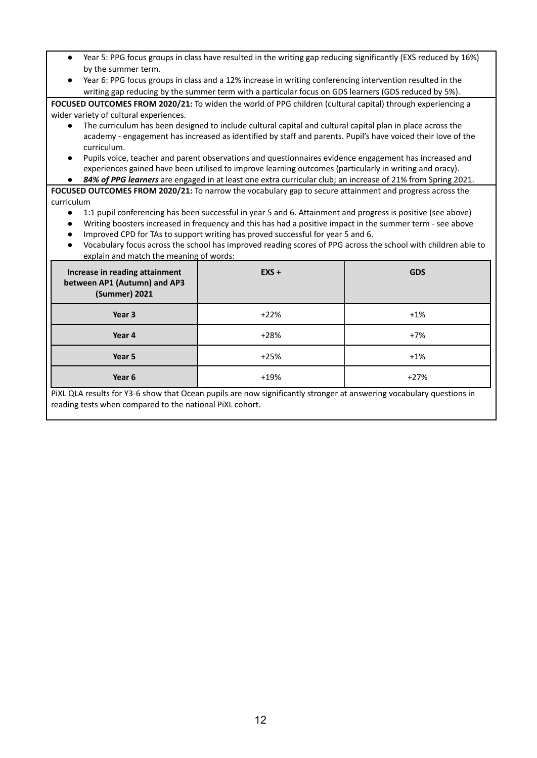- Year 5: PPG focus groups in class have resulted in the writing gap reducing significantly (EXS reduced by 16%) by the summer term.
- Year 6: PPG focus groups in class and a 12% increase in writing conferencing intervention resulted in the writing gap reducing by the summer term with a particular focus on GDS learners (GDS reduced by 5%).

**FOCUSED OUTCOMES FROM 2020/21:** To widen the world of PPG children (cultural capital) through experiencing a wider variety of cultural experiences.

- The curriculum has been designed to include cultural capital and cultural capital plan in place across the academy - engagement has increased as identified by staff and parents. Pupil's have voiced their love of the curriculum.
- Pupils voice, teacher and parent observations and questionnaires evidence engagement has increased and experiences gained have been utilised to improve learning outcomes (particularly in writing and oracy).
- ***84% of PPG learners*** are engaged in at least one extra curricular club; an increase of 21% from Spring 2021.

**FOCUSED OUTCOMES FROM 2020/21:** To narrow the vocabulary gap to secure attainment and progress across the curriculum

- 1:1 pupil conferencing has been successful in year 5 and 6. Attainment and progress is positive (see above)
- Writing boosters increased in frequency and this has had a positive impact in the summer term - see above
- Improved CPD for TAs to support writing has proved successful for year 5 and 6.
- Vocabulary focus across the school has improved reading scores of PPG across the school with children able to explain and match the meaning of words:

| Increase in reading attainment between AP1 (Autumn) and AP3 (Summer) 2021 | EXS + | GDS |
|---|---|---|
| Year 3 | +22% | +1% |
| Year 4 | +28% | +7% |
| Year 5 | +25% | +1% |
| Year 6 | +19% | +27% |

PiXL QLA results for Y3-6 show that Ocean pupils are now significantly stronger at answering vocabulary questions in reading tests when compared to the national PiXL cohort.